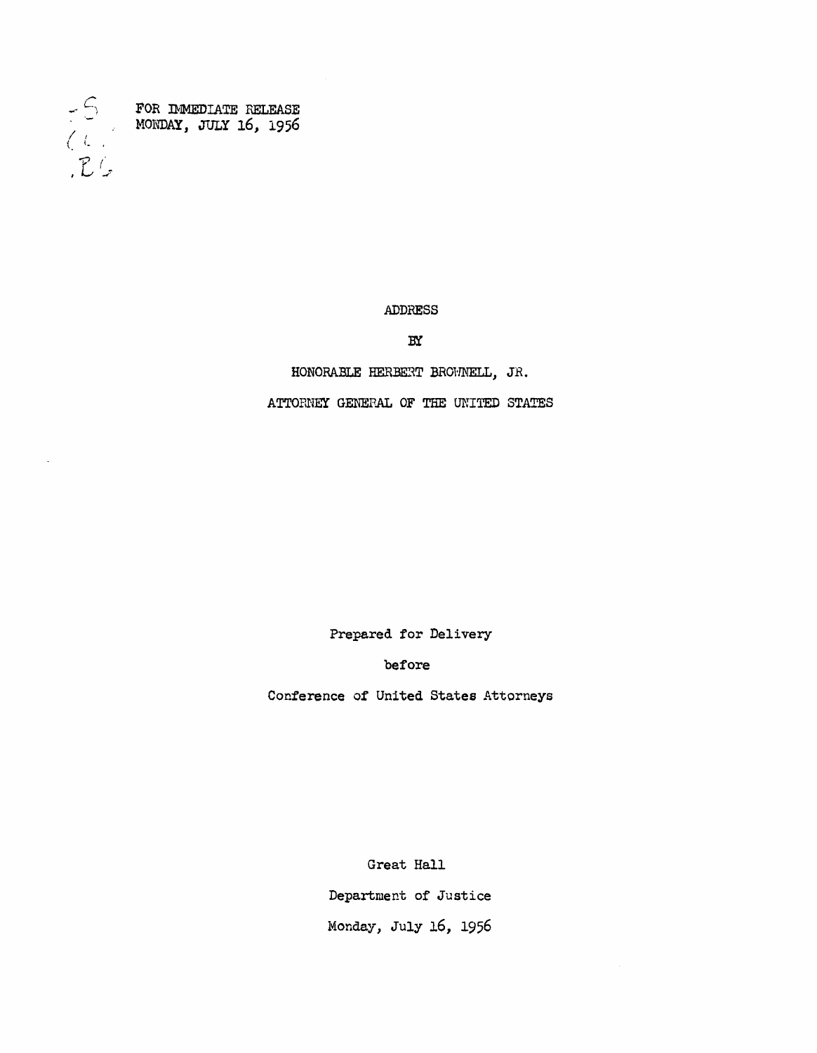FOR IMMEDIATE RELEASE
MONDAY, JULY 16, 1956

ADDRESS

BY

HONORABLE HERBERT BROWNELL, JR.

ATTORNEY GENERAL OF THE UNITED STATES

Prepared for Delivery

before

Conference of United States Attorneys

Great Hall

Department of Justice

Monday, July 16, 1956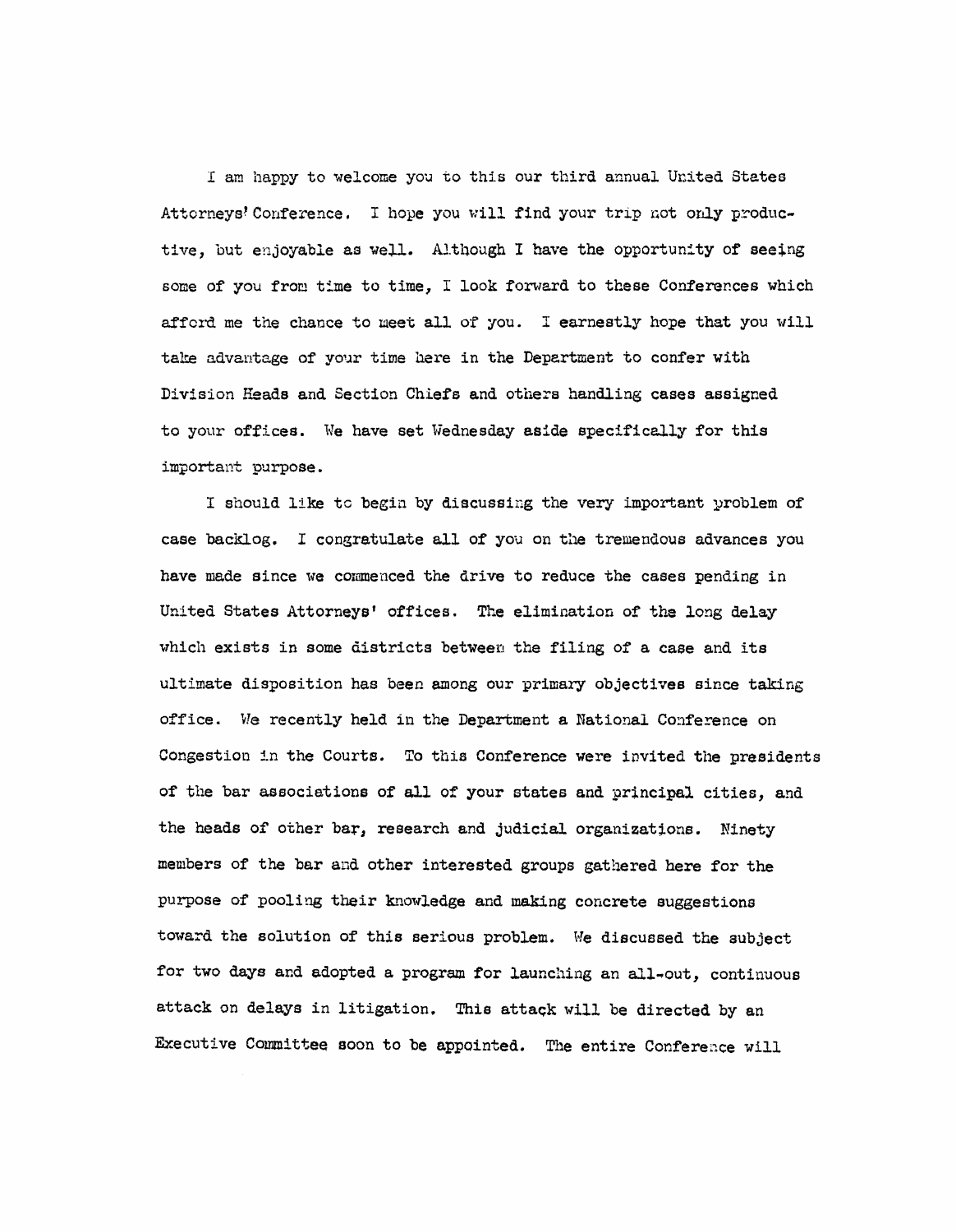I am happy to welcome you to this our third annual United States Attorneys' Conference. I hope you will find your trip not only productive, but enjoyable as well. Although I have the opportunity of seeing some of you from time to time, I look forward to these Conferences which afford me the chance to meet all of you. I earnestly hope that you will take advantage of your time here in the Department to confer with Division Heads and Section Chiefs and others handling cases assigned to your offices. We have set Wednesday aside specifically for this important purpose.

I should like to begin by discussing the very important problem of case backlog. I congratulate all of you on the tremendous advances you have made since we commenced the drive to reduce the cases pending in United States Attorneys' offices. The elimination of the long delay which exists in some districts between the filing of a case and its ultimate disposition has been among our primary objectives since taking office. We recently held in the Department a National Conference on Congestion in the Courts. To this Conference were invited the presidents of the bar associations of all of your states and principal cities, and the heads of other bar, research and judicial organizations. Ninety members of the bar and other interested groups gathered here for the purpose of pooling their knowledge and making concrete suggestions toward the solution of this serious problem. We discussed the subject for two days and adopted a program for launching an all-out, continuous attack on delays in litigation. This attack will be directed by an Executive Committee soon to be appointed. The entire Conference will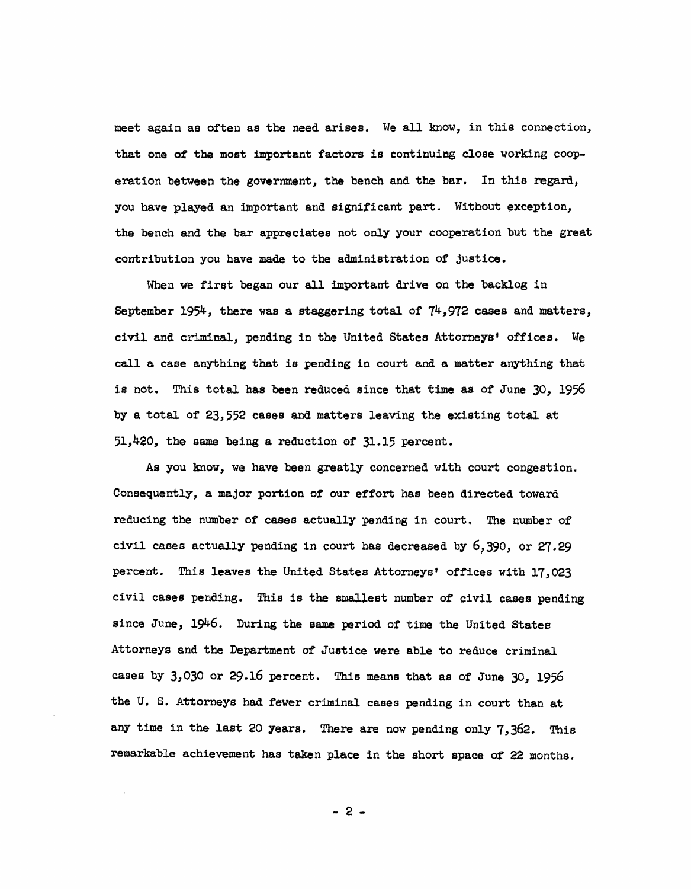meet again as often as the need arises. We all know, in this connection, that one of the most important factors is continuing close working cooperation between the government, the bench and the bar. In this regard, you have played an important and significant part. Without exception, the bench and the bar appreciates not only your cooperation but the great contribution you have made to the administration of justice.

When we first began our all important drive on the backlog in September 1954, there was a staggering total of 74,972 cases and matters, civil and criminal, pending in the United States Attorneys' offices. We call a case anything that is pending in court and a matter anything that is not. This total has been reduced since that time as of June 30, 1956 by a total of 23,552 cases and matters leaving the existing total at 51,420, the same being a reduction of 31.15 percent.

As you know, we have been greatly concerned with court congestion. Consequently, a major portion of our effort has been directed toward reducing the number of cases actually pending in court. The number of civil cases actually pending in court has decreased by 6,390, or 27.29 percent. This leaves the United States Attorneys' offices with 17,023 civil cases pending. This is the smallest number of civil cases pending since June, 1946. During the same period of time the United States Attorneys and the Department of Justice were able to reduce criminal cases by 3,030 or 29.16 percent. This means that as of June 30, 1956 the U. S. Attorneys had fewer criminal cases pending in court than at any time in the last 20 years. There are now pending only 7,362. This remarkable achievement has taken place in the short space of 22 months.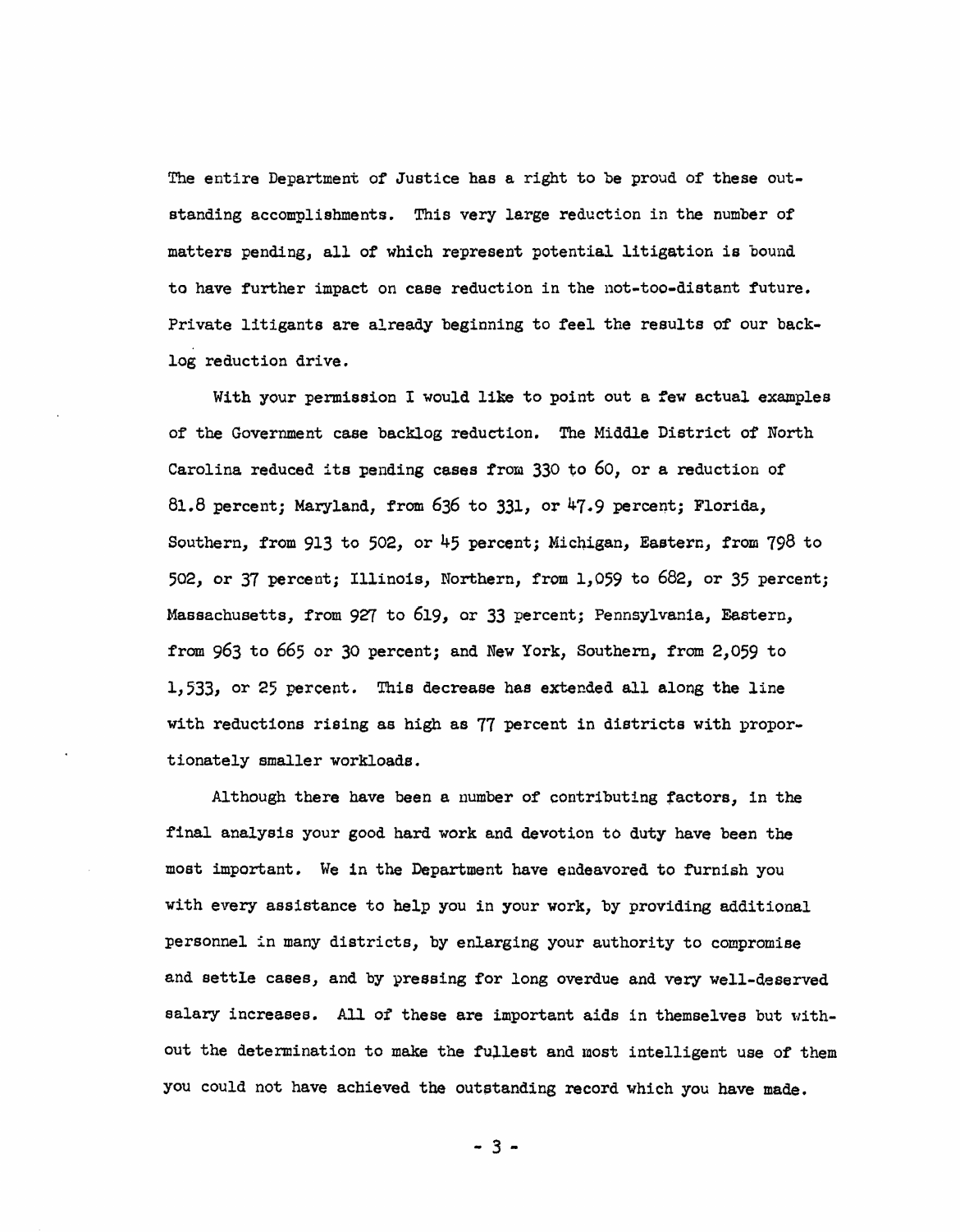The entire Department of Justice has a right to be proud of these outstanding accomplishments. This very large reduction in the number of matters pending, all of which represent potential litigation is bound to have further impact on case reduction in the not-too-distant future. Private litigants are already beginning to feel the results of our backlog reduction drive.

With your permission I would like to point out a few actual examples of the Government case backlog reduction. The Middle District of North Carolina reduced its pending cases from 330 to 60, or a reduction of 81.8 percent; Maryland, from 636 to 331, or 47.9 percent; Florida, Southern, from 913 to 502, or 45 percent; Michigan, Eastern, from 798 to 502, or 37 percent; Illinois, Northern, from 1,059 to 682, or 35 percent; Massachusetts, from 927 to 619, or 33 percent; Pennsylvania, Eastern, from 963 to 665 or 30 percent; and New York, Southern, from 2,059 to 1,533, or 25 percent. This decrease has extended all along the line with reductions rising as high as 77 percent in districts with proportionately smaller workloads.

Although there have been a number of contributing factors, in the final analysis your good hard work and devotion to duty have been the most important. We in the Department have endeavored to furnish you with every assistance to help you in your work, by providing additional personnel in many districts, by enlarging your authority to compromise and settle cases, and by pressing for long overdue and very well-deserved salary increases. All of these are important aids in themselves but without the determination to make the fullest and most intelligent use of them you could not have achieved the outstanding record which you have made.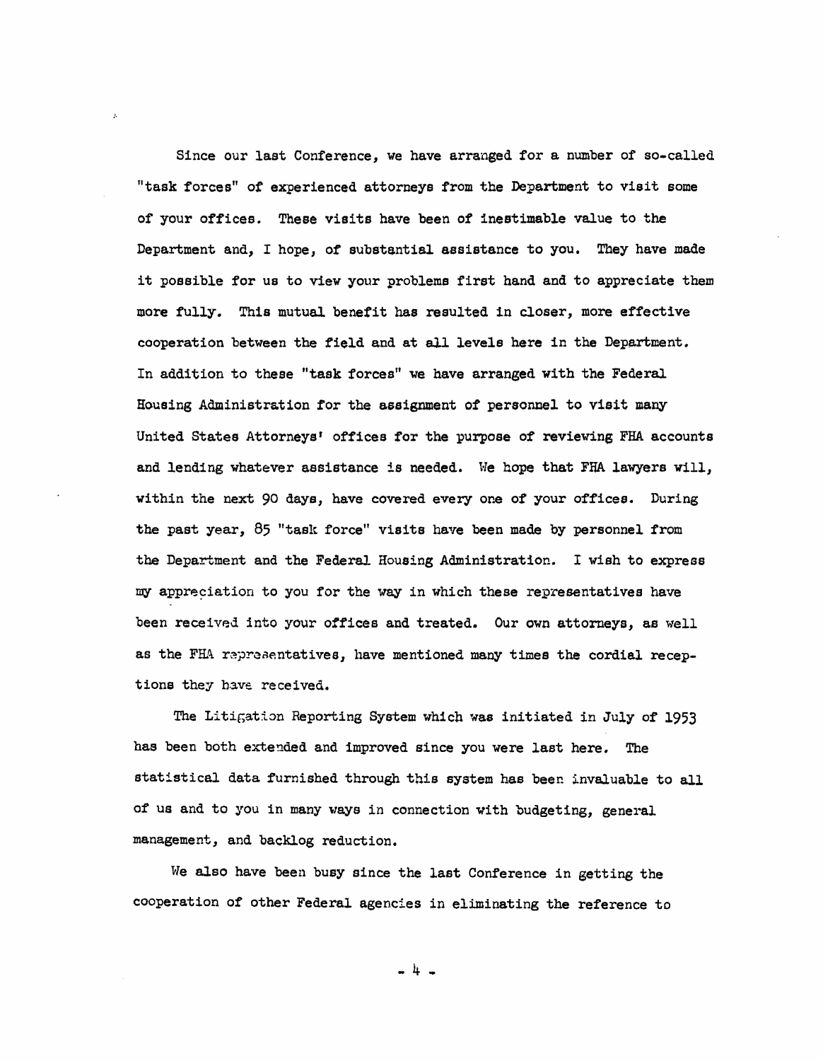Since our last Conference, we have arranged for a number of so-called "task forces" of experienced attorneys from the Department to visit some of your offices. These visits have been of inestimable value to the Department and, I hope, of substantial assistance to you. They have made it possible for us to view your problems first hand and to appreciate them more fully. This mutual benefit has resulted in closer, more effective cooperation between the field and at all levels here in the Department. In addition to these "task forces" we have arranged with the Federal Housing Administration for the assignment of personnel to visit many United States Attorneys' offices for the purpose of reviewing FHA accounts and lending whatever assistance is needed. We hope that FHA lawyers will, within the next 90 days, have covered every one of your offices. During the past year, 85 "task force" visits have been made by personnel from the Department and the Federal Housing Administration. I wish to express my appreciation to you for the way in which these representatives have been received into your offices and treated. Our own attorneys, as well as the FHA representatives, have mentioned many times the cordial receptions they have received.

The Litigation Reporting System which was initiated in July of 1953 has been both extended and improved since you were last here. The statistical data furnished through this system has been invaluable to all of us and to you in many ways in connection with budgeting, general management, and backlog reduction.

We also have been busy since the last Conference in getting the cooperation of other Federal agencies in eliminating the reference to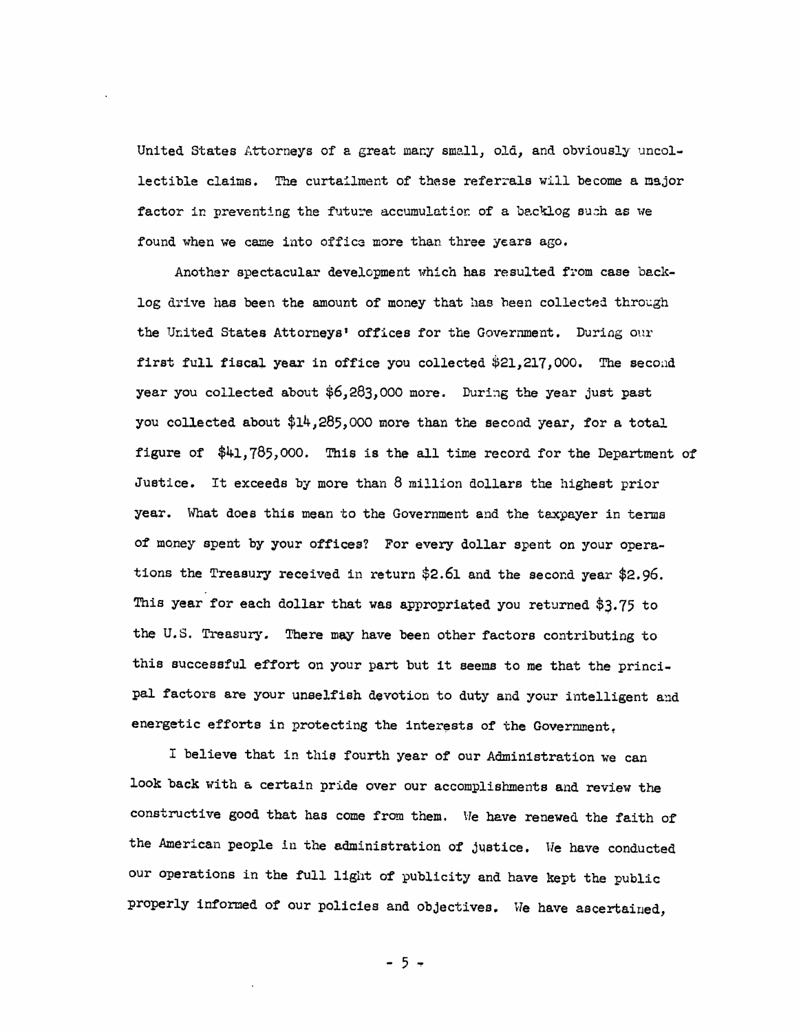United States Attorneys of a great many small, old, and obviously uncollectible claims. The curtailment of these referrals will become a major factor in preventing the future accumulation of a backlog such as we found when we came into office more than three years ago.

Another spectacular development which has resulted from case backlog drive has been the amount of money that has been collected through the United States Attorneys' offices for the Government. During our first full fiscal year in office you collected $21,217,000. The second year you collected about $6,283,000 more. During the year just past you collected about $14,285,000 more than the second year, for a total figure of $41,785,000. This is the all time record for the Department of Justice. It exceeds by more than 8 million dollars the highest prior year. What does this mean to the Government and the taxpayer in terms of money spent by your offices? For every dollar spent on your operations the Treasury received in return $2.61 and the second year $2.96. This year for each dollar that was appropriated you returned $3.75 to the U.S. Treasury. There may have been other factors contributing to this successful effort on your part but it seems to me that the principal factors are your unselfish devotion to duty and your intelligent and energetic efforts in protecting the interests of the Government.

I believe that in this fourth year of our Administration we can look back with a certain pride over our accomplishments and review the constructive good that has come from them. We have renewed the faith of the American people in the administration of justice. We have conducted our operations in the full light of publicity and have kept the public properly informed of our policies and objectives. We have ascertained,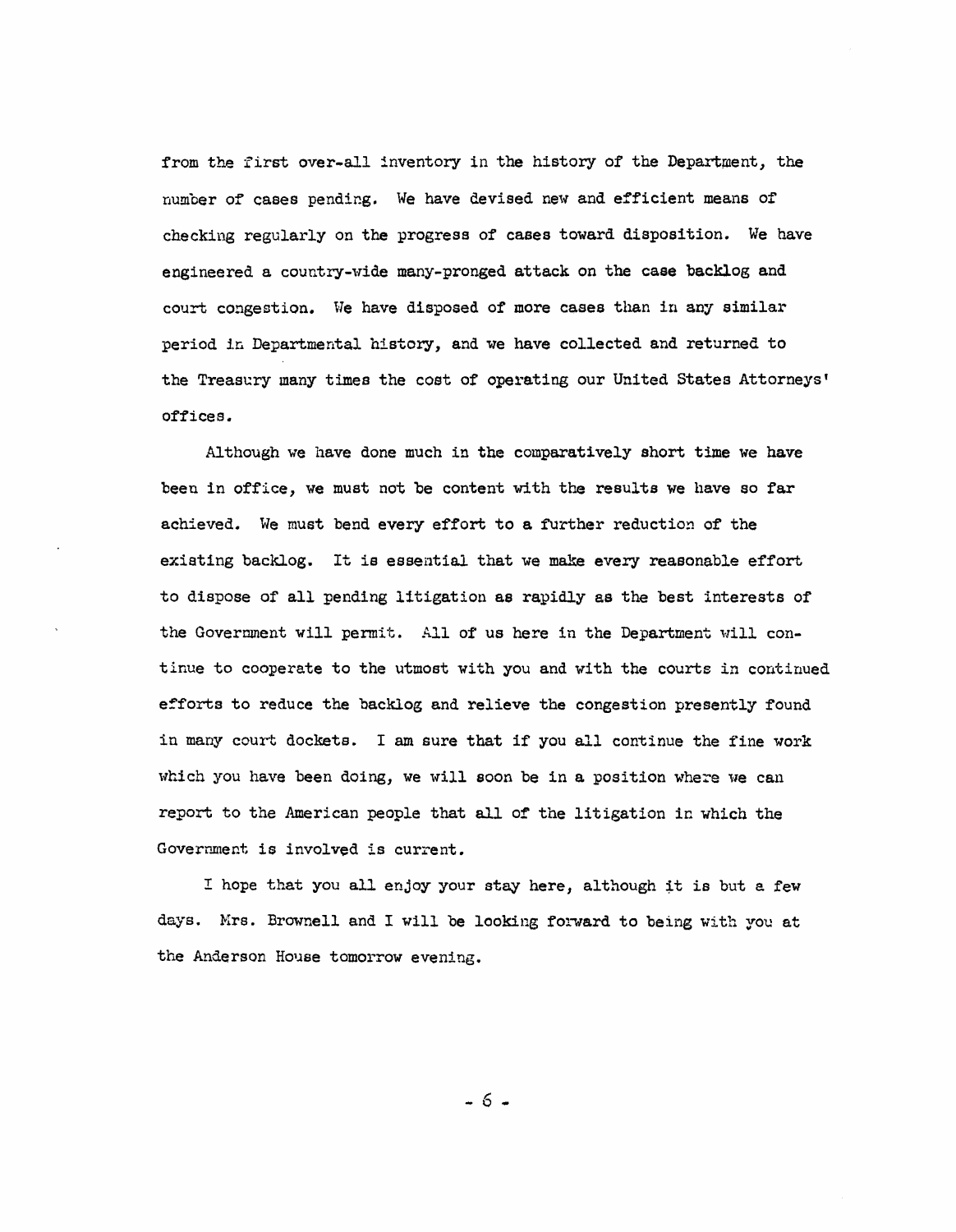from the first over-all inventory in the history of the Department, the number of cases pending. We have devised new and efficient means of checking regularly on the progress of cases toward disposition. We have engineered a country-wide many-pronged attack on the case backlog and court congestion. We have disposed of more cases than in any similar period in Departmental history, and we have collected and returned to the Treasury many times the cost of operating our United States Attorneys' offices.

Although we have done much in the comparatively short time we have been in office, we must not be content with the results we have so far achieved. We must bend every effort to a further reduction of the existing backlog. It is essential that we make every reasonable effort to dispose of all pending litigation as rapidly as the best interests of the Government will permit. All of us here in the Department will continue to cooperate to the utmost with you and with the courts in continued efforts to reduce the backlog and relieve the congestion presently found in many court dockets. I am sure that if you all continue the fine work which you have been doing, we will soon be in a position where we can report to the American people that all of the litigation in which the Government is involved is current.

I hope that you all enjoy your stay here, although it is but a few days. Mrs. Brownell and I will be looking forward to being with you at the Anderson House tomorrow evening.